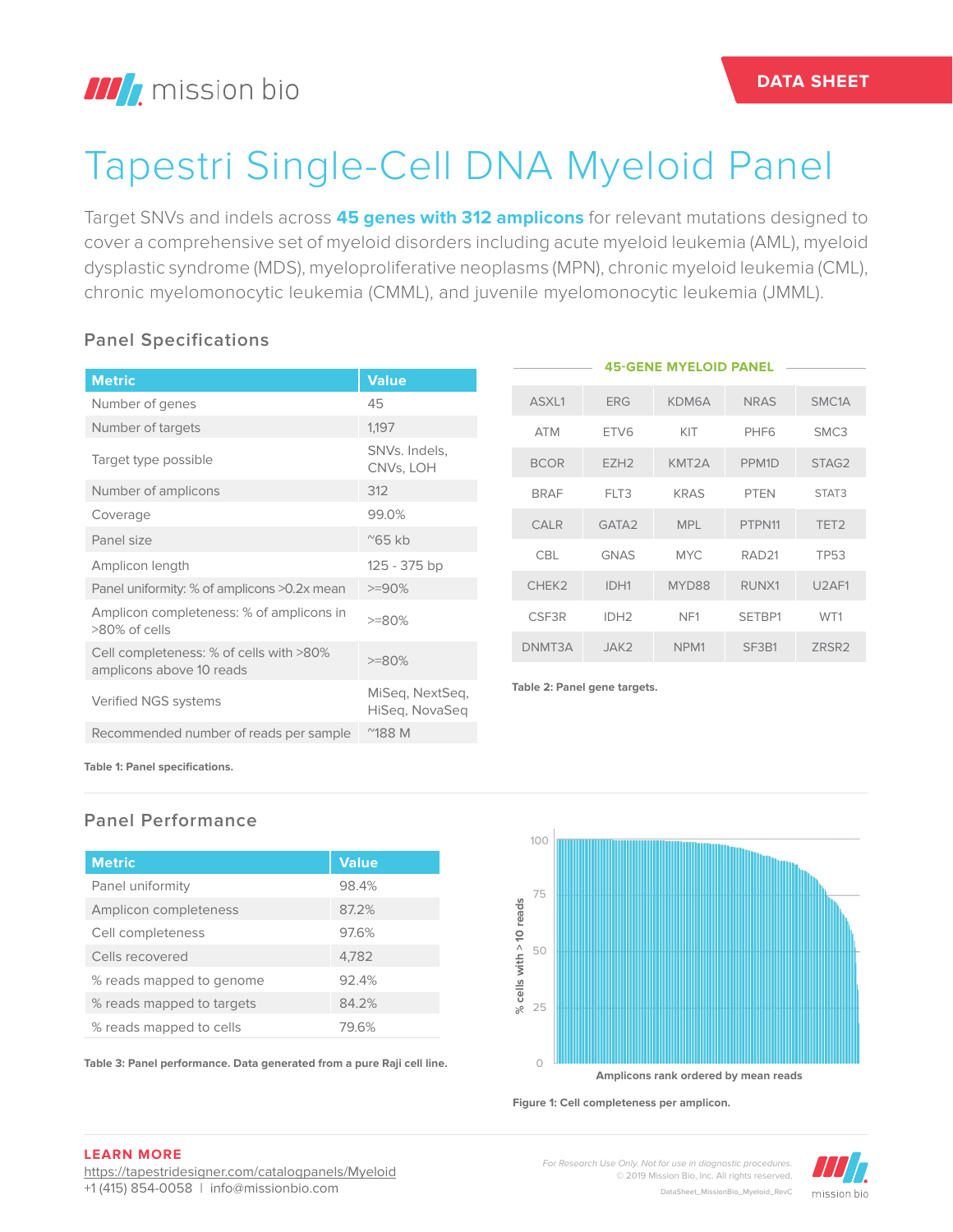DATA SHEET

# Tapestri Single-Cell DNA Myeloid Panel

Target SNVs and indels across **45 genes with 312 amplicons** for relevant mutations designed to cover a comprehensive set of myeloid disorders including acute myeloid leukemia (AML), myeloid dysplastic syndrome (MDS), myeloproliferative neoplasms (MPN), chronic myeloid leukemia (CML), chronic myelomonocytic leukemia (CMML), and juvenile myelomonocytic leukemia (JMML).

## Panel Specifications

| Metric | Value |
|---|---|
| Number of genes | 45 |
| Number of targets | 1,197 |
| Target type possible | SNVs. Indels, CNVs, LOH |
| Number of amplicons | 312 |
| Coverage | 99.0% |
| Panel size | ~65 kb |
| Amplicon length | 125 - 375 bp |
| Panel uniformity: % of amplicons >0.2x mean | >=90% |
| Amplicon completeness: % of amplicons in >80% of cells | >=80% |
| Cell completeness: % of cells with >80% amplicons above 10 reads | >=80% |
| Verified NGS systems | MiSeq, NextSeq, HiSeq, NovaSeq |
| Recommended number of reads per sample | ~188 M |

**Table 1: Panel specifications.**

**45-GENE MYELOID PANEL**

| | | | | |
|---|---|---|---|---|
| ASXL1 | ERG | KDM6A | NRAS | SMC1A |
| ATM | ETV6 | KIT | PHF6 | SMC3 |
| BCOR | EZH2 | KMT2A | PPM1D | STAG2 |
| BRAF | FLT3 | KRAS | PTEN | STAT3 |
| CALR | GATA2 | MPL | PTPN11 | TET2 |
| CBL | GNAS | MYC | RAD21 | TP53 |
| CHEK2 | IDH1 | MYD88 | RUNX1 | U2AF1 |
| CSF3R | IDH2 | NF1 | SETBP1 | WT1 |
| DNMT3A | JAK2 | NPM1 | SF3B1 | ZRSR2 |

**Table 2: Panel gene targets.**

## Panel Performance

| Metric | Value |
|---|---|
| Panel uniformity | 98.4% |
| Amplicon completeness | 87.2% |
| Cell completeness | 97.6% |
| Cells recovered | 4,782 |
| % reads mapped to genome | 92.4% |
| % reads mapped to targets | 84.2% |
| % reads mapped to cells | 79.6% |

**Table 3: Panel performance. Data generated from a pure Raji cell line.**

**Figure 1: Cell completeness per amplicon.**

**LEARN MORE**

https://tapestridesigner.com/catalogpanels/Myeloid

+1 (415) 854-0058 | info@missionbio.com

*For Research Use Only. Not for use in diagnostic procedures.*

© 2019 Mission Bio, Inc. All rights reserved.

DataSheet_MissionBio_Myeloid_RevC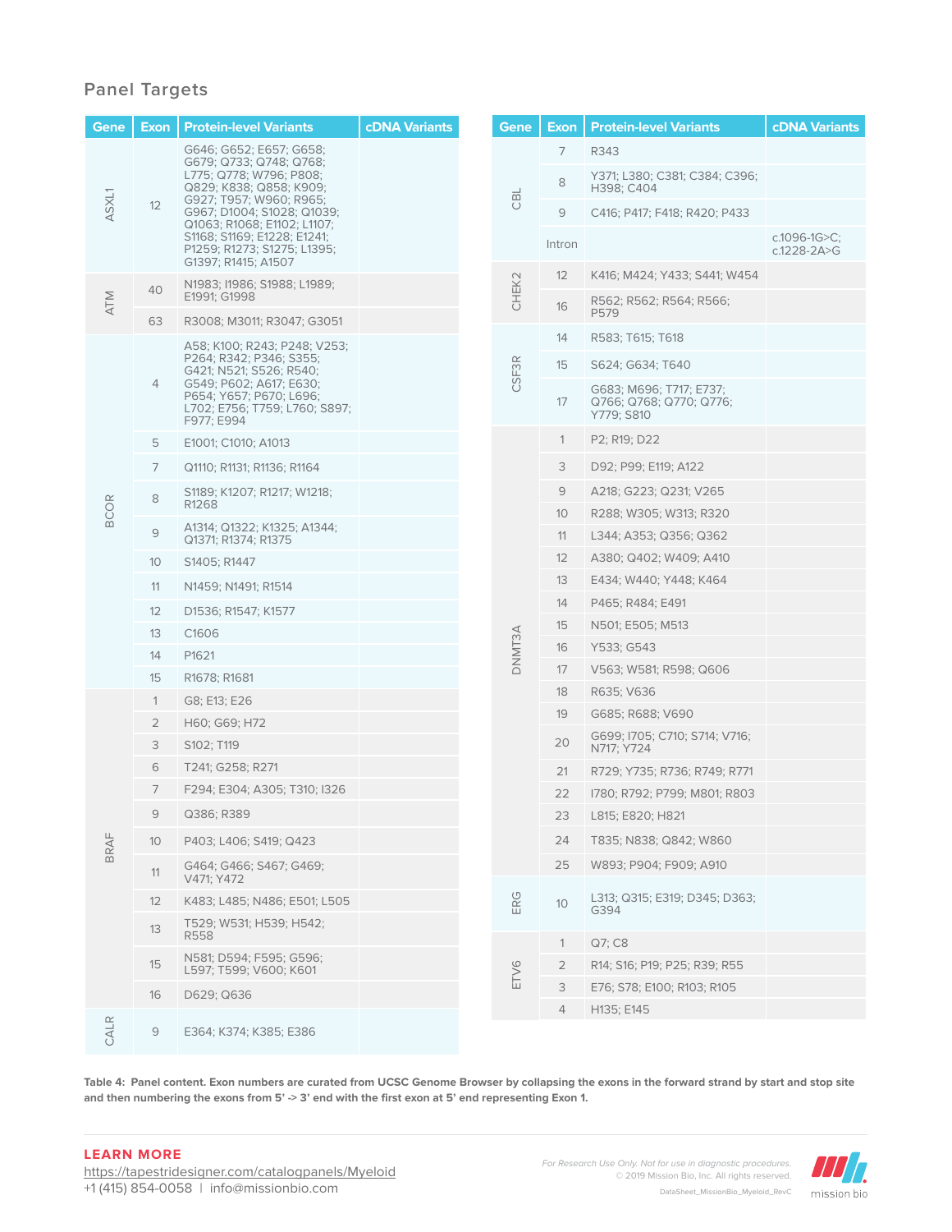## Panel Targets

| Gene | Exon | Protein-level Variants | cDNA Variants |
|---|---|---|---|
| ASXL1 | 12 | G646; G652; E657; G658; G679; Q733; Q748; Q768; L775; Q778; W796; P808; Q829; K838; Q858; K909; G927; T957; W960; R965; G967; D1004; S1028; Q1039; Q1063; R1068; E1102; L1107; S1168; S1169; E1228; E1241; P1259; R1273; S1275; L1395; G1397; R1415; A1507 | |
| ATM | 40 | N1983; I1986; S1988; L1989; E1991; G1998 | |
| | 63 | R3008; M3011; R3047; G3051 | |
| BCOR | 4 | A58; K100; R243; P248; V253; P264; R342; P346; S355; G421; N521; S526; R540; G549; P602; A617; E630; P654; Y657; P670; L696; L702; E756; T759; L760; S897; F977; E994 | |
| | 5 | E1001; C1010; A1013 | |
| | 7 | Q1110; R1131; R1136; R1164 | |
| | 8 | S1189; K1207; R1217; W1218; R1268 | |
| | 9 | A1314; Q1322; K1325; A1344; Q1371; R1374; R1375 | |
| | 10 | S1405; R1447 | |
| | 11 | N1459; N1491; R1514 | |
| | 12 | D1536; R1547; K1577 | |
| | 13 | C1606 | |
| | 14 | P1621 | |
| | 15 | R1678; R1681 | |
| BRAF | 1 | G8; E13; E26 | |
| | 2 | H60; G69; H72 | |
| | 3 | S102; T119 | |
| | 6 | T241; G258; R271 | |
| | 7 | F294; E304; A305; T310; I326 | |
| | 9 | Q386; R389 | |
| | 10 | P403; L406; S419; Q423 | |
| | 11 | G464; G466; S467; G469; V471; Y472 | |
| | 12 | K483; L485; N486; E501; L505 | |
| | 13 | T529; W531; H539; H542; R558 | |
| | 15 | N581; D594; F595; G596; L597; T599; V600; K601 | |
| | 16 | D629; Q636 | |
| CALR | 9 | E364; K374; K385; E386 | |
| CBL | 7 | R343 | |
| | 8 | Y371; L380; C381; C384; C396; H398; C404 | |
| | 9 | C416; P417; F418; R420; P433 | |
| | Intron | | c.1096-1G>C; c.1228-2A>G |
| CHEK2 | 12 | K416; M424; Y433; S441; W454 | |
| | 16 | R562; R562; R564; R566; P579 | |
| CSF3R | 14 | R583; T615; T618 | |
| | 15 | S624; G634; T640 | |
| | 17 | G683; M696; T717; E737; Q766; Q768; Q770; Q776; Y779; S810 | |
| DNMT3A | 1 | P2; R19; D22 | |
| | 3 | D92; P99; E119; A122 | |
| | 9 | A218; G223; Q231; V265 | |
| | 10 | R288; W305; W313; R320 | |
| | 11 | L344; A353; Q356; Q362 | |
| | 12 | A380; Q402; W409; A410 | |
| | 13 | E434; W440; Y448; K464 | |
| | 14 | P465; R484; E491 | |
| | 15 | N501; E505; M513 | |
| | 16 | Y533; G543 | |
| | 17 | V563; W581; R598; Q606 | |
| | 18 | R635; V636 | |
| | 19 | G685; R688; V690 | |
| | 20 | G699; I705; C710; S714; V716; N717; Y724 | |
| | 21 | R729; Y735; R736; R749; R771 | |
| | 22 | I780; R792; P799; M801; R803 | |
| | 23 | L815; E820; H821 | |
| | 24 | T835; N838; Q842; W860 | |
| | 25 | W893; P904; F909; A910 | |
| ERG | 10 | L313; Q315; E319; D345; D363; G394 | |
| ETV6 | 1 | Q7; C8 | |
| | 2 | R14; S16; P19; P25; R39; R55 | |
| | 3 | E76; S78; E100; R103; R105 | |
| | 4 | H135; E145 | |

**Table 4: Panel content. Exon numbers are curated from UCSC Genome Browser by collapsing the exons in the forward strand by start and stop site and then numbering the exons from 5' -> 3' end with the first exon at 5' end representing Exon 1.**

**LEARN MORE**
https://tapestridesigner.com/catalogpanels/Myeloid
+1 (415) 854-0058 | info@missionbio.com

*For Research Use Only. Not for use in diagnostic procedures.*
© 2019 Mission Bio, Inc. All rights reserved.
DataSheet_MissionBio_Myeloid_RevC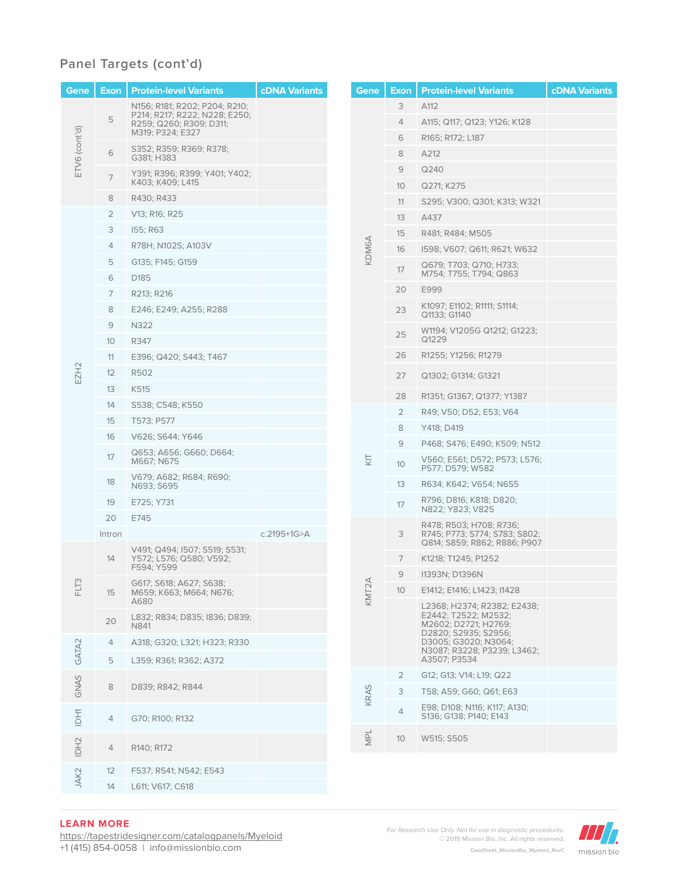## Panel Targets (cont'd)

| Gene | Exon | Protein-level Variants | cDNA Variants |
|---|---|---|---|
| ETV6 (cont'd) | 5 | N156; R181; R202; P204; R210; P214; R217; R222; N228; E250; R259; Q260; R309; D311; M319; P324; E327 | |
| | 6 | S352; R359; R369; R378; G381; H383 | |
| | 7 | Y391; R396; R399; Y401; Y402; K403; K409; L415 | |
| | 8 | R430; R433 | |
| EZH2 | 2 | V13; R16; R25 | |
| | 3 | I55; R63 | |
| | 4 | R78H; N102S; A103V | |
| | 5 | G135; F145; G159 | |
| | 6 | D185 | |
| | 7 | R213; R216 | |
| | 8 | E246; E249; A255; R288 | |
| | 9 | N322 | |
| | 10 | R347 | |
| | 11 | E396; Q420; S443; T467 | |
| | 12 | R502 | |
| | 13 | K515 | |
| | 14 | S538; C548; K550 | |
| | 15 | T573; P577 | |
| | 16 | V626; S644; Y646 | |
| | 17 | Q653; A656; G660; D664; M667; N675 | |
| | 18 | V679; A682; R684; R690; N693; S695 | |
| | 19 | E725; Y731 | |
| | 20 | E745 | |
| | Intron | | c.2195+1G>A |
| FLT3 | 14 | V491; Q494; I507; S519; S531; Y572; L576; Q580; V592; F594; Y599 | |
| | 15 | G617; S618; A627; S638; M659; K663; M664; N676; A680 | |
| | 20 | L832; R834; D835; I836; D839; N841 | |
| GATA2 | 4 | A318; G320; L321; H323; R330 | |
| | 5 | L359; R361; R362; A372 | |
| GNAS | 8 | D839; R842; R844 | |
| IDH1 | 4 | G70; R100; R132 | |
| IDH2 | 4 | R140; R172 | |
| JAK2 | 12 | F537; R541; N542; E543 | |
| | 14 | L611; V617; C618 | |

| Gene | Exon | Protein-level Variants | cDNA Variants |
|---|---|---|---|
| KDM6A | 3 | A112 | |
| | 4 | A115; Q117; Q123; Y126; K128 | |
| | 6 | R165; R172; L187 | |
| | 8 | A212 | |
| | 9 | Q240 | |
| | 10 | Q271; K275 | |
| | 11 | S295; V300; Q301; K313; W321 | |
| | 13 | A437 | |
| | 15 | R481; R484; M505 | |
| | 16 | I598; V607; Q611; R621; W632 | |
| | 17 | Q679; T703; Q710; H733; M754; T755; T794; Q863 | |
| | 20 | E999 | |
| | 23 | K1097; E1102; R1111; S1114; Q1133; G1140 | |
| | 25 | W1194; V1205G Q1212; G1223; Q1229 | |
| | 26 | R1255; Y1256; R1279 | |
| | 27 | Q1302; G1314; G1321 | |
| | 28 | R1351; G1367; Q1377; Y1387 | |
| KIT | 2 | R49; V50; D52; E53; V64 | |
| | 8 | Y418; D419 | |
| | 9 | P468; S476; E490; K509; N512 | |
| | 10 | V560; E561; D572; P573; L576; P577; D579; W582 | |
| | 13 | R634; K642; V654; N655 | |
| | 17 | R796; D816; K818; D820; N822; Y823; V825 | |
| KMT2A | 3 | R478; R503; H708; R736; R745; P773; S774; S783; S802; Q814; S859; R862; R886; P907 | |
| | 7 | K1218; T1245; P1252 | |
| | 9 | I1393N; D1396N | |
| | 10 | E1412; E1416; L1423; I1428 | |
| | | L2368; H2374; R2382; E2438; E2442; T2522; M2532; M2602; D2721; H2769; D2820; S2935; S2956; D3005; G3020; N3064; N3087; R3228; P3239; L3462; A3507; P3534 | |
| KRAS | 2 | G12; G13; V14; L19; Q22 | |
| | 3 | T58; A59; G60; Q61; E63 | |
| | 4 | E98; D108; N116; K117; A130; S136; G138; P140; E143 | |
| MPL | 10 | W515; S505 | |

**LEARN MORE**
https://tapestridesigner.com/catalogpanels/Myeloid
+1 (415) 854-0058 | info@missionbio.com

*For Research Use Only. Not for use in diagnostic procedures.*
© 2019 Mission Bio, Inc. All rights reserved.
DataSheet_MissionBio_Myeloid_RevC

mission bio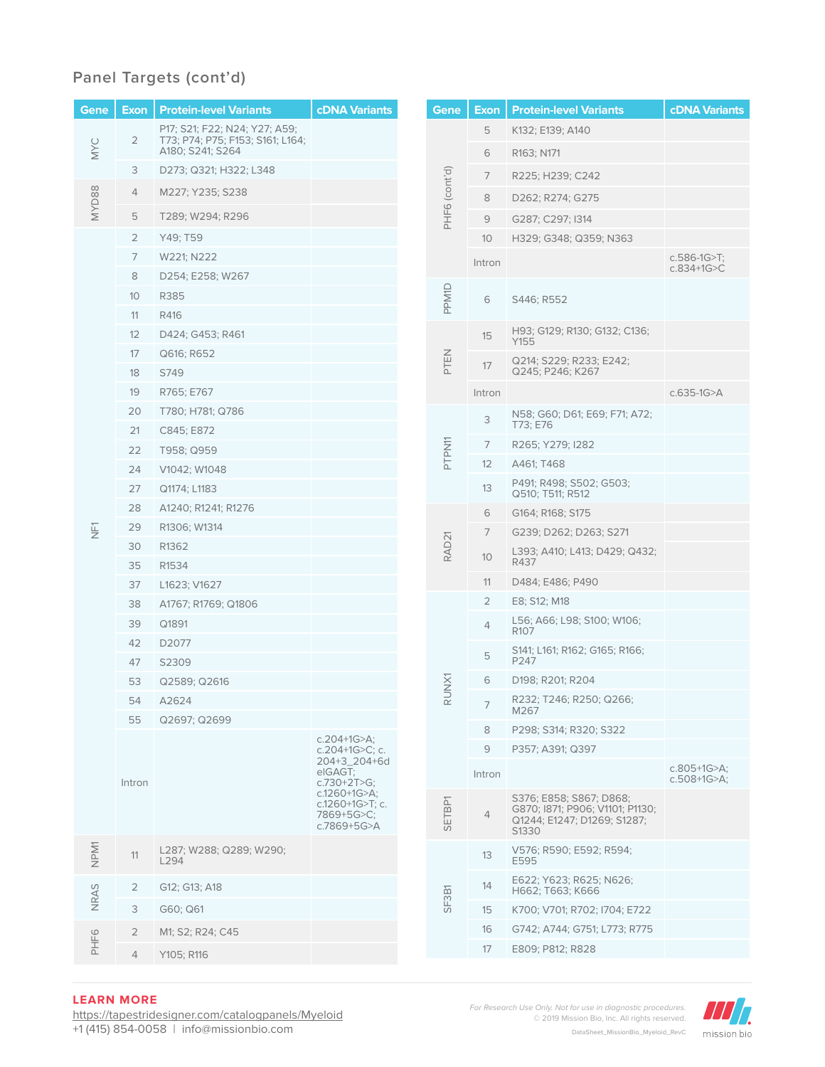## Panel Targets (cont'd)

| Gene | Exon | Protein-level Variants | cDNA Variants |
|---|---|---|---|
| MYC | 2 | P17; S21; F22; N24; Y27; A59; T73; P74; P75; F153; S161; L164; A180; S241; S264 | |
| | 3 | D273; Q321; H322; L348 | |
| MYD88 | 4 | M227; Y235; S238 | |
| | 5 | T289; W294; R296 | |
| NF1 | 2 | Y49; T59 | |
| | 7 | W221; N222 | |
| | 8 | D254; E258; W267 | |
| | 10 | R385 | |
| | 11 | R416 | |
| | 12 | D424; G453; R461 | |
| | 17 | Q616; R652 | |
| | 18 | S749 | |
| | 19 | R765; E767 | |
| | 20 | T780; H781; Q786 | |
| | 21 | C845; E872 | |
| | 22 | T958; Q959 | |
| | 24 | V1042; W1048 | |
| | 27 | Q1174; L1183 | |
| | 28 | A1240; R1241; R1276 | |
| | 29 | R1306; W1314 | |
| | 30 | R1362 | |
| | 35 | R1534 | |
| | 37 | L1623; V1627 | |
| | 38 | A1767; R1769; Q1806 | |
| | 39 | Q1891 | |
| | 42 | D2077 | |
| | 47 | S2309 | |
| | 53 | Q2589; Q2616 | |
| | 54 | A2624 | |
| | 55 | Q2697; Q2699 | |
| | Intron | | c.204+1G>A; c.204+1G>C; c.204+3_204+6delGAGT; c.730+2T>G; c.1260+1G>A; c.1260+1G>T; c.7869+5G>C; c.7869+5G>A |
| NPM1 | 11 | L287; W288; Q289; W290; L294 | |
| NRAS | 2 | G12; G13; A18 | |
| | 3 | G60; Q61 | |
| PHF6 | 2 | M1; S2; R24; C45 | |
| | 4 | Y105; R116 | |
| PHF6 (cont'd) | 5 | K132; E139; A140 | |
| | 6 | R163; N171 | |
| | 7 | R225; H239; C242 | |
| | 8 | D262; R274; G275 | |
| | 9 | G287; C297; I314 | |
| | 10 | H329; G348; Q359; N363 | |
| | Intron | | c.586-1G>T; c.834+1G>C |
| PPM1D | 6 | S446; R552 | |
| PTEN | 15 | H93; G129; R130; G132; C136; Y155 | |
| | 17 | Q214; S229; R233; E242; Q245; P246; K267 | |
| | Intron | | c.635-1G>A |
| PTPN11 | 3 | N58; G60; D61; E69; F71; A72; T73; E76 | |
| | 7 | R265; Y279; I282 | |
| | 12 | A461; T468 | |
| | 13 | P491; R498; S502; G503; Q510; T511; R512 | |
| RAD21 | 6 | G164; R168; S175 | |
| | 7 | G239; D262; D263; S271 | |
| | 10 | L393; A410; L413; D429; Q432; R437 | |
| | 11 | D484; E486; P490 | |
| RUNX1 | 2 | E8; S12; M18 | |
| | 4 | L56; A66; L98; S100; W106; R107 | |
| | 5 | S141; L161; R162; G165; R166; P247 | |
| | 6 | D198; R201; R204 | |
| | 7 | R232; T246; R250; Q266; M267 | |
| | 8 | P298; S314; R320; S322 | |
| | 9 | P357; A391; Q397 | |
| | Intron | | c.805+1G>A; c.508+1G>A; |
| SETBP1 | 4 | S376; E858; S867; D868; G870; I871; P906; V1101; P1130; Q1244; E1247; D1269; S1287; S1330 | |
| SF3B1 | 13 | V576; R590; E592; R594; E595 | |
| | 14 | E622; Y623; R625; N626; H662; T663; K666 | |
| | 15 | K700; V701; R702; I704; E722 | |
| | 16 | G742; A744; G751; L773; R775 | |
| | 17 | E809; P812; R828 | |

**LEARN MORE**
https://tapestridesigner.com/catalogpanels/Myeloid
+1 (415) 854-0058 | info@missionbio.com

*For Research Use Only. Not for use in diagnostic procedures.*
© 2019 Mission Bio, Inc. All rights reserved.
DataSheet_MissionBio_Myeloid_RevC

mission bio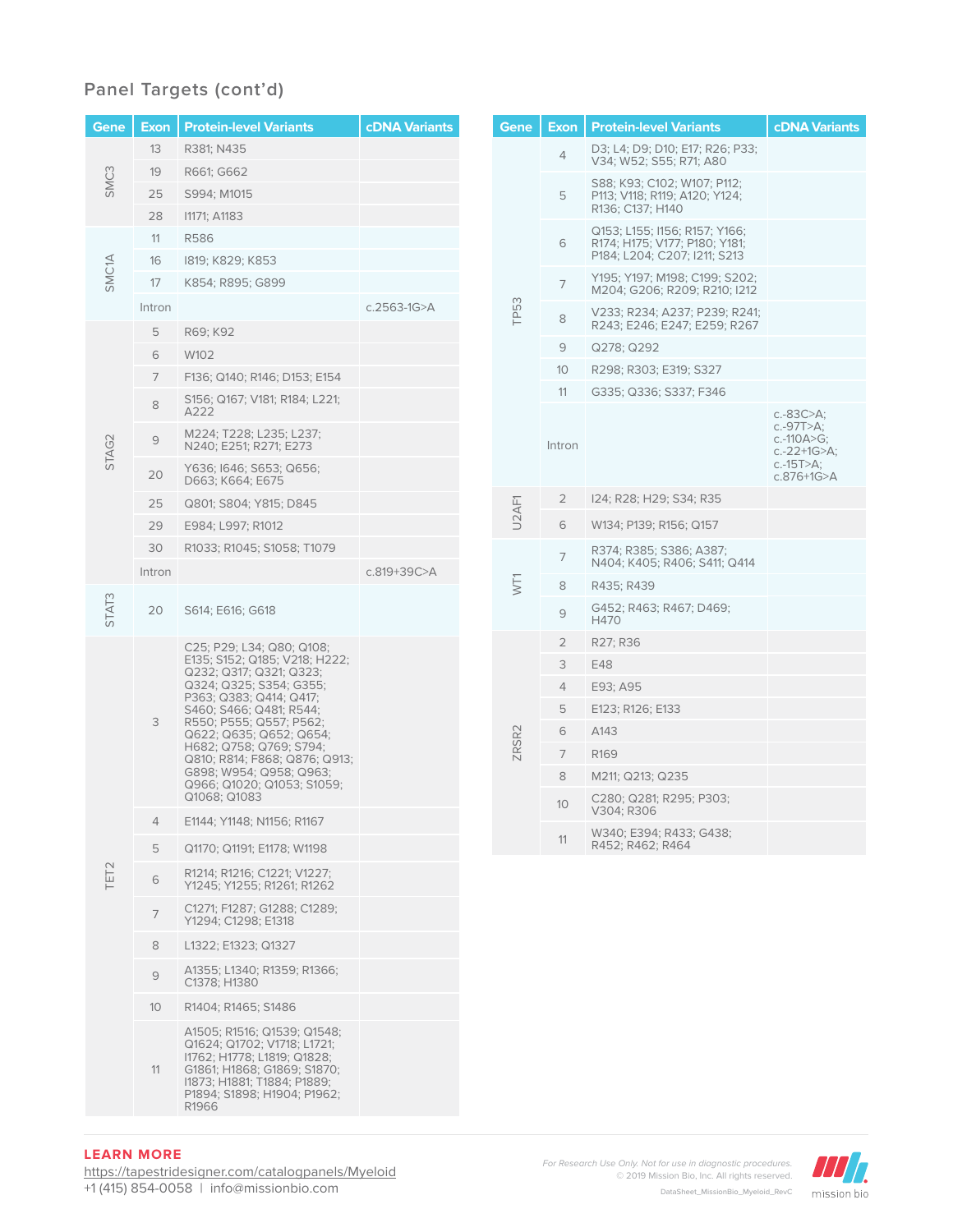## Panel Targets (cont'd)

| Gene | Exon | Protein-level Variants | cDNA Variants |
|---|---|---|---|
| SMC3 | 13 | R381; N435 | |
| | 19 | R661; G662 | |
| | 25 | S994; M1015 | |
| | 28 | I1171; A1183 | |
| SMC1A | 11 | R586 | |
| | 16 | I819; K829; K853 | |
| | 17 | K854; R895; G899 | |
| | Intron | | c.2563-1G>A |
| STAG2 | 5 | R69; K92 | |
| | 6 | W102 | |
| | 7 | F136; Q140; R146; D153; E154 | |
| | 8 | S156; Q167; V181; R184; L221; A222 | |
| | 9 | M224; T228; L235; L237; N240; E251; R271; E273 | |
| | 20 | Y636; I646; S653; Q656; D663; K664; E675 | |
| | 25 | Q801; S804; Y815; D845 | |
| | 29 | E984; L997; R1012 | |
| | 30 | R1033; R1045; S1058; T1079 | |
| | Intron | | c.819+39C>A |
| STAT3 | 20 | S614; E616; G618 | |
| TET2 | 3 | C25; P29; L34; Q80; Q108; E135; S152; Q185; V218; H222; Q232; Q317; Q321; Q323; Q324; Q325; S354; G355; P363; Q383; Q414; Q417; S460; S466; Q481; R544; R550; P555; Q557; P562; Q622; Q635; Q652; Q654; H682; Q758; Q769; S794; Q810; R814; F868; Q876; Q913; G898; W954; Q958; Q963; Q966; Q1020; Q1053; S1059; Q1068; Q1083 | |
| | 4 | E1144; Y1148; N1156; R1167 | |
| | 5 | Q1170; Q1191; E1178; W1198 | |
| | 6 | R1214; R1216; C1221; V1227; Y1245; Y1255; R1261; R1262 | |
| | 7 | C1271; F1287; G1288; C1289; Y1294; C1298; E1318 | |
| | 8 | L1322; E1323; Q1327 | |
| | 9 | A1355; L1340; R1359; R1366; C1378; H1380 | |
| | 10 | R1404; R1465; S1486 | |
| | 11 | A1505; R1516; Q1539; Q1548; Q1624; Q1702; V1718; L1721; I1762; H1778; L1819; Q1828; G1861; H1868; G1869; S1870; I1873; H1881; T1884; P1889; P1894; S1898; H1904; P1962; R1966 | |

| Gene | Exon | Protein-level Variants | cDNA Variants |
|---|---|---|---|
| TP53 | 4 | D3; L4; D9; D10; E17; R26; P33; V34; W52; S55; R71; A80 | |
| | 5 | S88; K93; C102; W107; P112; P113; V118; R119; A120; Y124; R136; C137; H140 | |
| | 6 | Q153; L155; I156; R157; Y166; R174; H175; V177; P180; Y181; P184; L204; C207; I211; S213 | |
| | 7 | Y195; Y197; M198; C199; S202; M204; G206; R209; R210; I212 | |
| | 8 | V233; R234; A237; P239; R241; R243; E246; E247; E259; R267 | |
| | 9 | Q278; Q292 | |
| | 10 | R298; R303; E319; S327 | |
| | 11 | G335; Q336; S337; F346 | |
| | Intron | | c.-83C>A; c.-97T>A; c.-110A>G; c.-22+1G>A; c.-15T>A; c.876+1G>A |
| U2AF1 | 2 | I24; R28; H29; S34; R35 | |
| | 6 | W134; P139; R156; Q157 | |
| WT1 | 7 | R374; R385; S386; A387; N404; K405; R406; S411; Q414 | |
| | 8 | R435; R439 | |
| | 9 | G452; R463; R467; D469; H470 | |
| ZRSR2 | 2 | R27; R36 | |
| | 3 | E48 | |
| | 4 | E93; A95 | |
| | 5 | E123; R126; E133 | |
| | 6 | A143 | |
| | 7 | R169 | |
| | 8 | M211; Q213; Q235 | |
| | 10 | C280; Q281; R295; P303; V304; R306 | |
| | 11 | W340; E394; R433; G438; R452; R462; R464 | |

**LEARN MORE**
https://tapestridesigner.com/catalogpanels/Myeloid
+1 (415) 854-0058 | info@missionbio.com

*For Research Use Only. Not for use in diagnostic procedures.*
© 2019 Mission Bio, Inc. All rights reserved.
DataSheet_MissionBio_Myeloid_RevC

mission bio